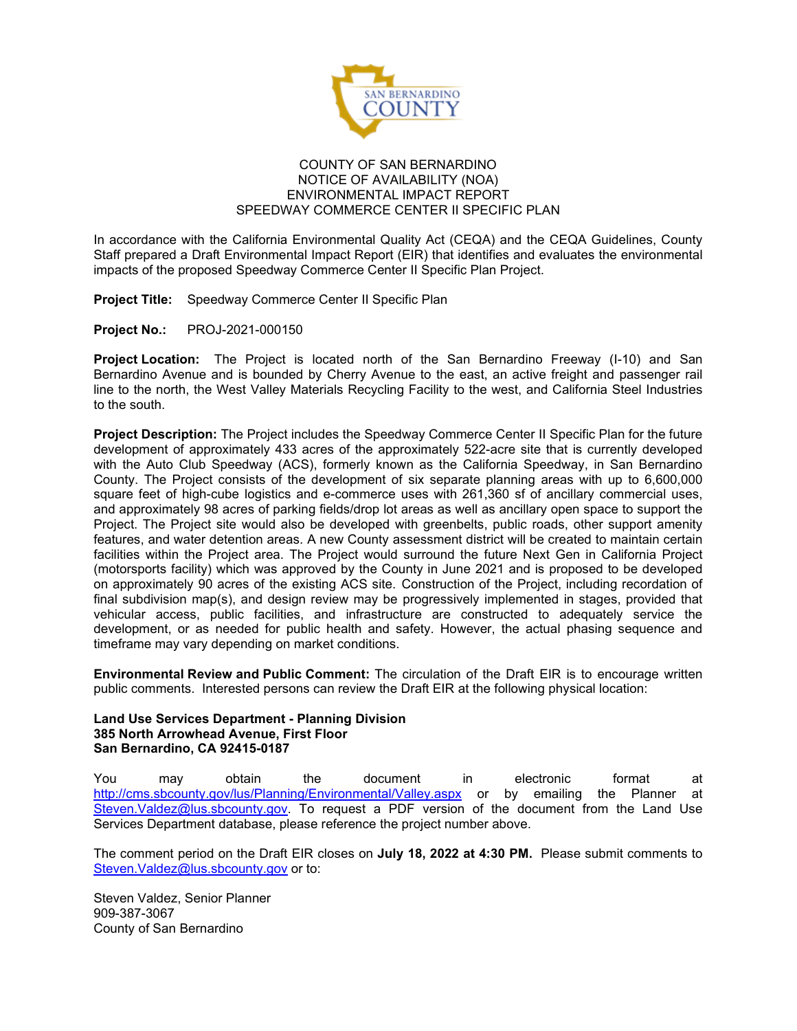COUNTY OF SAN BERNARDINO
NOTICE OF AVAILABILITY (NOA)
ENVIRONMENTAL IMPACT REPORT
SPEEDWAY COMMERCE CENTER II SPECIFIC PLAN

In accordance with the California Environmental Quality Act (CEQA) and the CEQA Guidelines, County Staff prepared a Draft Environmental Impact Report (EIR) that identifies and evaluates the environmental impacts of the proposed Speedway Commerce Center II Specific Plan Project.

**Project Title:** Speedway Commerce Center II Specific Plan

**Project No.:** PROJ-2021-000150

**Project Location:** The Project is located north of the San Bernardino Freeway (I-10) and San Bernardino Avenue and is bounded by Cherry Avenue to the east, an active freight and passenger rail line to the north, the West Valley Materials Recycling Facility to the west, and California Steel Industries to the south.

**Project Description:** The Project includes the Speedway Commerce Center II Specific Plan for the future development of approximately 433 acres of the approximately 522-acre site that is currently developed with the Auto Club Speedway (ACS), formerly known as the California Speedway, in San Bernardino County. The Project consists of the development of six separate planning areas with up to 6,600,000 square feet of high-cube logistics and e-commerce uses with 261,360 sf of ancillary commercial uses, and approximately 98 acres of parking fields/drop lot areas as well as ancillary open space to support the Project. The Project site would also be developed with greenbelts, public roads, other support amenity features, and water detention areas. A new County assessment district will be created to maintain certain facilities within the Project area. The Project would surround the future Next Gen in California Project (motorsports facility) which was approved by the County in June 2021 and is proposed to be developed on approximately 90 acres of the existing ACS site. Construction of the Project, including recordation of final subdivision map(s), and design review may be progressively implemented in stages, provided that vehicular access, public facilities, and infrastructure are constructed to adequately service the development, or as needed for public health and safety. However, the actual phasing sequence and timeframe may vary depending on market conditions.

**Environmental Review and Public Comment:** The circulation of the Draft EIR is to encourage written public comments. Interested persons can review the Draft EIR at the following physical location:

**Land Use Services Department - Planning Division**
**385 North Arrowhead Avenue, First Floor**
**San Bernardino, CA 92415-0187**

You may obtain the document in electronic format at http://cms.sbcounty.gov/lus/Planning/Environmental/Valley.aspx or by emailing the Planner at Steven.Valdez@lus.sbcounty.gov. To request a PDF version of the document from the Land Use Services Department database, please reference the project number above.

The comment period on the Draft EIR closes on **July 18, 2022 at 4:30 PM.** Please submit comments to Steven.Valdez@lus.sbcounty.gov or to:

Steven Valdez, Senior Planner
909-387-3067
County of San Bernardino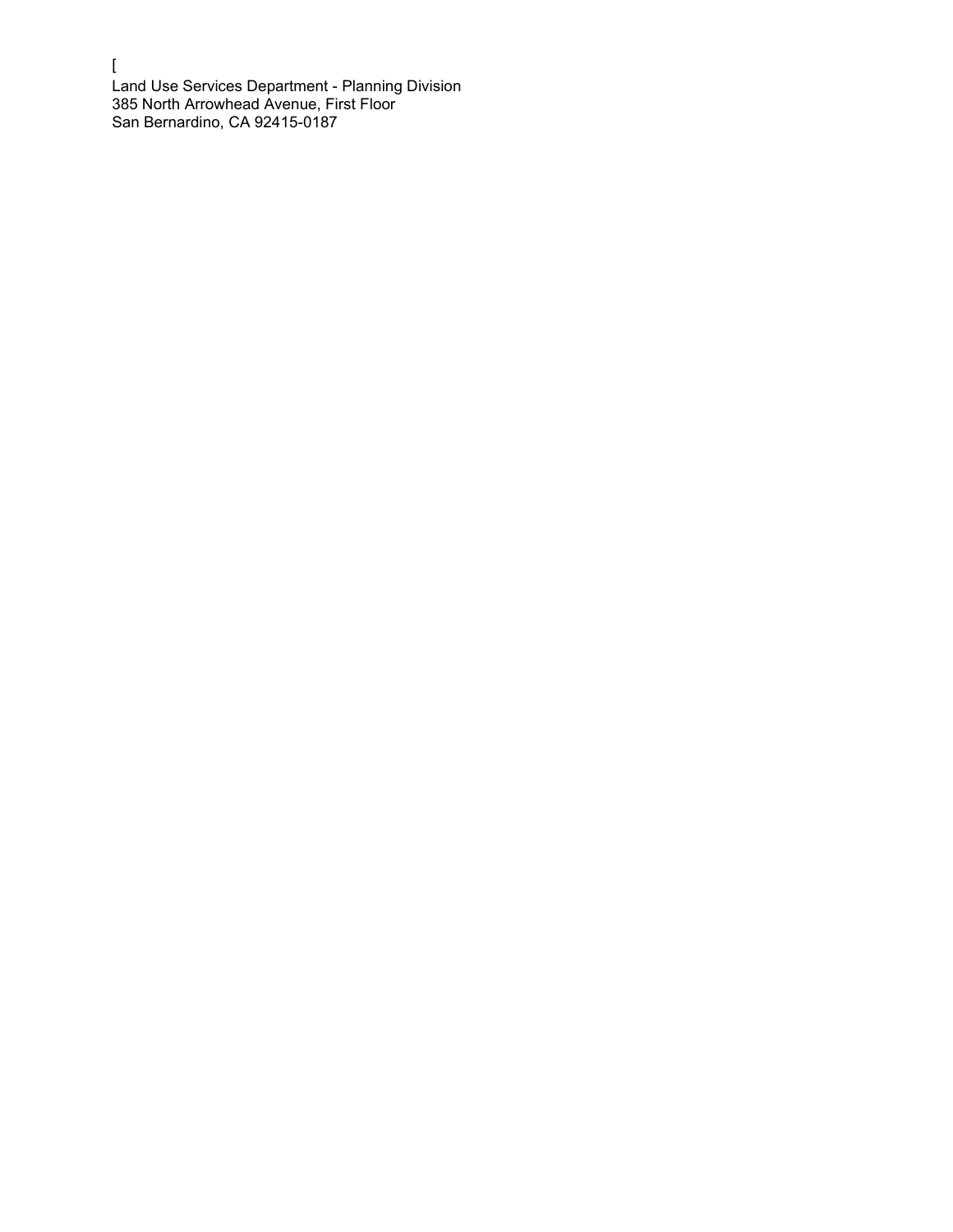[
Land Use Services Department - Planning Division
385 North Arrowhead Avenue, First Floor
San Bernardino, CA 92415-0187